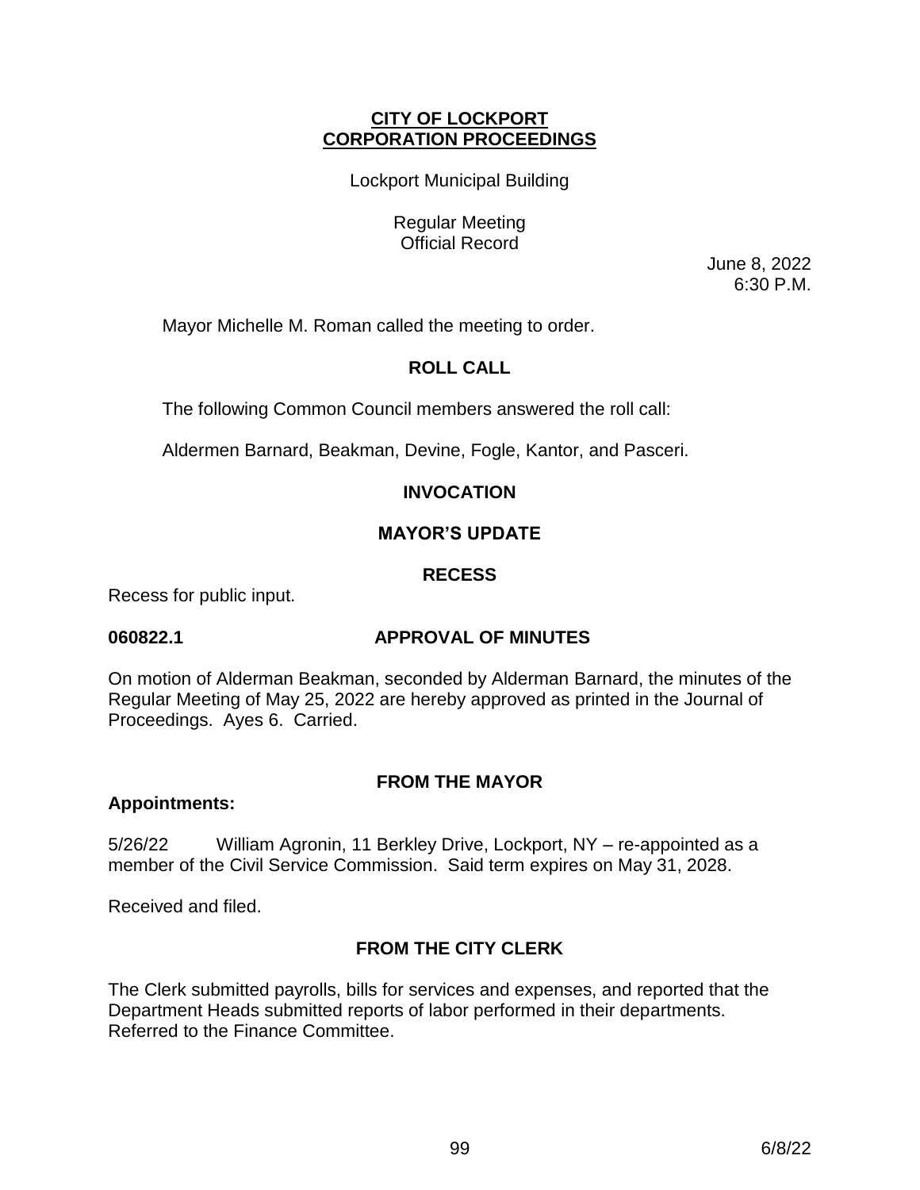# CITY OF LOCKPORT
# CORPORATION PROCEEDINGS

Lockport Municipal Building

Regular Meeting
Official Record

June 8, 2022
6:30 P.M.

Mayor Michelle M. Roman called the meeting to order.

## ROLL CALL

The following Common Council members answered the roll call:

Aldermen Barnard, Beakman, Devine, Fogle, Kantor, and Pasceri.

## INVOCATION

## MAYOR'S UPDATE

## RECESS

Recess for public input.

**060822.1 APPROVAL OF MINUTES**

On motion of Alderman Beakman, seconded by Alderman Barnard, the minutes of the Regular Meeting of May 25, 2022 are hereby approved as printed in the Journal of Proceedings. Ayes 6. Carried.

## FROM THE MAYOR

**Appointments:**

5/26/22 William Agronin, 11 Berkley Drive, Lockport, NY – re-appointed as a member of the Civil Service Commission. Said term expires on May 31, 2028.

Received and filed.

## FROM THE CITY CLERK

The Clerk submitted payrolls, bills for services and expenses, and reported that the Department Heads submitted reports of labor performed in their departments. Referred to the Finance Committee.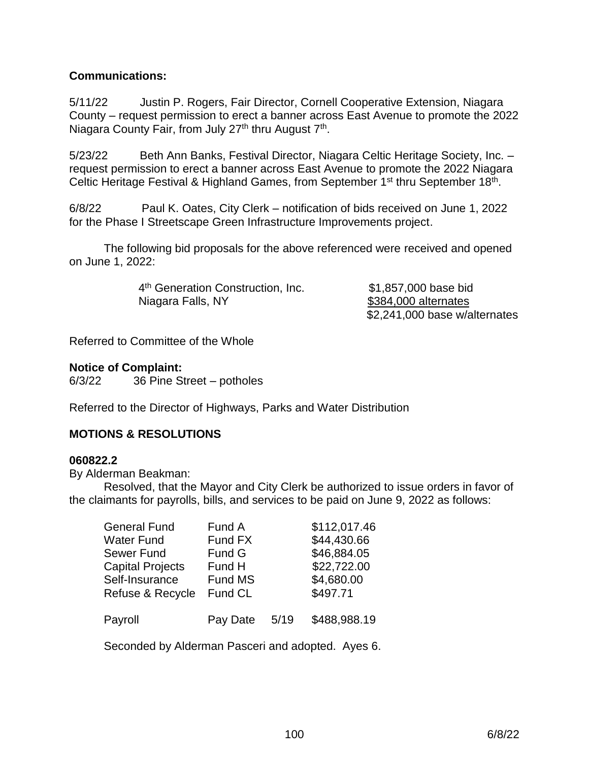**Communications:**

5/11/22 Justin P. Rogers, Fair Director, Cornell Cooperative Extension, Niagara County – request permission to erect a banner across East Avenue to promote the 2022 Niagara County Fair, from July 27th thru August 7th.

5/23/22 Beth Ann Banks, Festival Director, Niagara Celtic Heritage Society, Inc. – request permission to erect a banner across East Avenue to promote the 2022 Niagara Celtic Heritage Festival & Highland Games, from September 1st thru September 18th.

6/8/22 Paul K. Oates, City Clerk – notification of bids received on June 1, 2022 for the Phase I Streetscape Green Infrastructure Improvements project.

The following bid proposals for the above referenced were received and opened on June 1, 2022:

| | |
|---|---|
| 4th Generation Construction, Inc. | $1,857,000 base bid |
| Niagara Falls, NY | $384,000 alternates |
| | $2,241,000 base w/alternates |

Referred to Committee of the Whole

**Notice of Complaint:**
6/3/22 36 Pine Street – potholes

Referred to the Director of Highways, Parks and Water Distribution

**MOTIONS & RESOLUTIONS**

**060822.2**
By Alderman Beakman:

Resolved, that the Mayor and City Clerk be authorized to issue orders in favor of the claimants for payrolls, bills, and services to be paid on June 9, 2022 as follows:

| | | | |
|---|---|---|---|
| General Fund | Fund A | | $112,017.46 |
| Water Fund | Fund FX | | $44,430.66 |
| Sewer Fund | Fund G | | $46,884.05 |
| Capital Projects | Fund H | | $22,722.00 |
| Self-Insurance | Fund MS | | $4,680.00 |
| Refuse & Recycle | Fund CL | | $497.71 |
| Payroll | Pay Date | 5/19 | $488,988.19 |

Seconded by Alderman Pasceri and adopted. Ayes 6.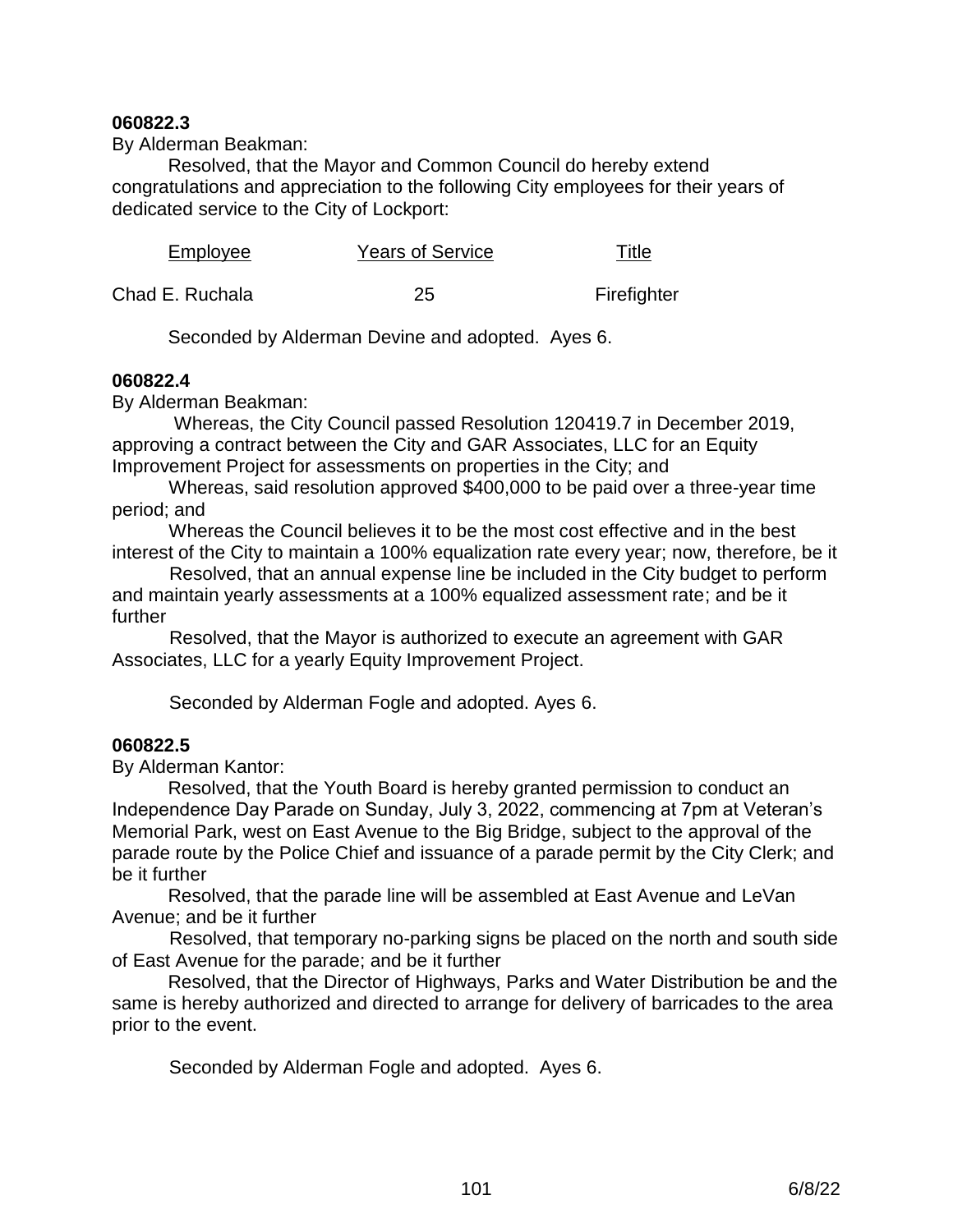**060822.3**

By Alderman Beakman:

Resolved, that the Mayor and Common Council do hereby extend congratulations and appreciation to the following City employees for their years of dedicated service to the City of Lockport:

| Employee | Years of Service | Title |
|---|---|---|
| Chad E. Ruchala | 25 | Firefighter |

Seconded by Alderman Devine and adopted. Ayes 6.

**060822.4**

By Alderman Beakman:

Whereas, the City Council passed Resolution 120419.7 in December 2019, approving a contract between the City and GAR Associates, LLC for an Equity Improvement Project for assessments on properties in the City; and

Whereas, said resolution approved $400,000 to be paid over a three-year time period; and

Whereas the Council believes it to be the most cost effective and in the best interest of the City to maintain a 100% equalization rate every year; now, therefore, be it

Resolved, that an annual expense line be included in the City budget to perform and maintain yearly assessments at a 100% equalized assessment rate; and be it further

Resolved, that the Mayor is authorized to execute an agreement with GAR Associates, LLC for a yearly Equity Improvement Project.

Seconded by Alderman Fogle and adopted. Ayes 6.

**060822.5**

By Alderman Kantor:

Resolved, that the Youth Board is hereby granted permission to conduct an Independence Day Parade on Sunday, July 3, 2022, commencing at 7pm at Veteran's Memorial Park, west on East Avenue to the Big Bridge, subject to the approval of the parade route by the Police Chief and issuance of a parade permit by the City Clerk; and be it further

Resolved, that the parade line will be assembled at East Avenue and LeVan Avenue; and be it further

Resolved, that temporary no-parking signs be placed on the north and south side of East Avenue for the parade; and be it further

Resolved, that the Director of Highways, Parks and Water Distribution be and the same is hereby authorized and directed to arrange for delivery of barricades to the area prior to the event.

Seconded by Alderman Fogle and adopted. Ayes 6.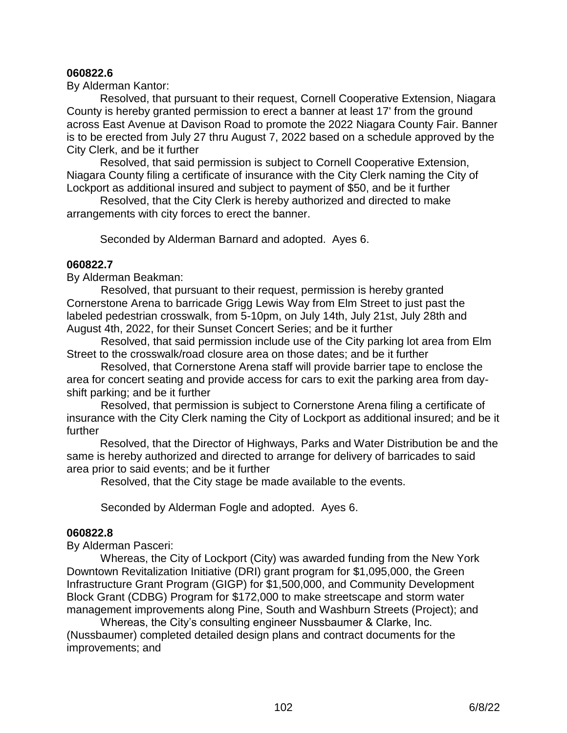**060822.6**

By Alderman Kantor:

Resolved, that pursuant to their request, Cornell Cooperative Extension, Niagara County is hereby granted permission to erect a banner at least 17' from the ground across East Avenue at Davison Road to promote the 2022 Niagara County Fair. Banner is to be erected from July 27 thru August 7, 2022 based on a schedule approved by the City Clerk, and be it further

Resolved, that said permission is subject to Cornell Cooperative Extension, Niagara County filing a certificate of insurance with the City Clerk naming the City of Lockport as additional insured and subject to payment of $50, and be it further

Resolved, that the City Clerk is hereby authorized and directed to make arrangements with city forces to erect the banner.

Seconded by Alderman Barnard and adopted. Ayes 6.

**060822.7**

By Alderman Beakman:

Resolved, that pursuant to their request, permission is hereby granted Cornerstone Arena to barricade Grigg Lewis Way from Elm Street to just past the labeled pedestrian crosswalk, from 5-10pm, on July 14th, July 21st, July 28th and August 4th, 2022, for their Sunset Concert Series; and be it further

Resolved, that said permission include use of the City parking lot area from Elm Street to the crosswalk/road closure area on those dates; and be it further

Resolved, that Cornerstone Arena staff will provide barrier tape to enclose the area for concert seating and provide access for cars to exit the parking area from day-shift parking; and be it further

Resolved, that permission is subject to Cornerstone Arena filing a certificate of insurance with the City Clerk naming the City of Lockport as additional insured; and be it further

Resolved, that the Director of Highways, Parks and Water Distribution be and the same is hereby authorized and directed to arrange for delivery of barricades to said area prior to said events; and be it further

Resolved, that the City stage be made available to the events.

Seconded by Alderman Fogle and adopted. Ayes 6.

**060822.8**

By Alderman Pasceri:

Whereas, the City of Lockport (City) was awarded funding from the New York Downtown Revitalization Initiative (DRI) grant program for $1,095,000, the Green Infrastructure Grant Program (GIGP) for $1,500,000, and Community Development Block Grant (CDBG) Program for $172,000 to make streetscape and storm water management improvements along Pine, South and Washburn Streets (Project); and

Whereas, the City's consulting engineer Nussbaumer & Clarke, Inc. (Nussbaumer) completed detailed design plans and contract documents for the improvements; and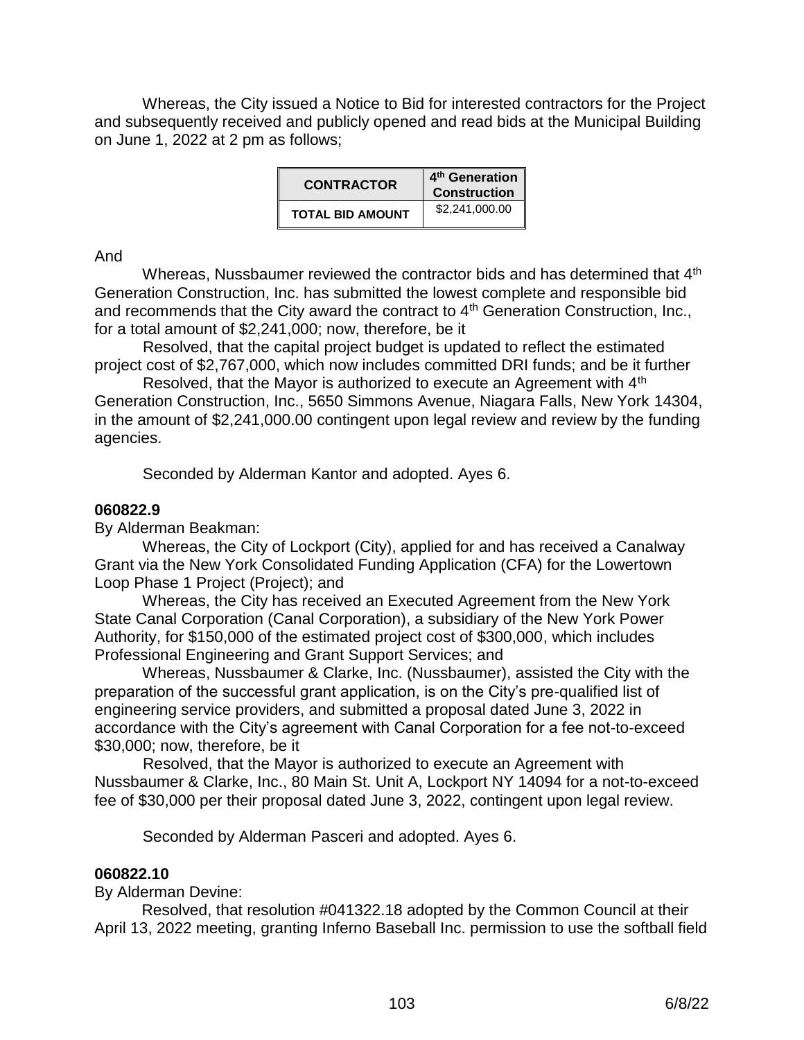Whereas, the City issued a Notice to Bid for interested contractors for the Project and subsequently received and publicly opened and read bids at the Municipal Building on June 1, 2022 at 2 pm as follows;

| **CONTRACTOR** | **4th Generation Construction** |
|---|---|
| **TOTAL BID AMOUNT** | $2,241,000.00 |

And

Whereas, Nussbaumer reviewed the contractor bids and has determined that 4th Generation Construction, Inc. has submitted the lowest complete and responsible bid and recommends that the City award the contract to 4th Generation Construction, Inc., for a total amount of $2,241,000; now, therefore, be it

Resolved, that the capital project budget is updated to reflect the estimated project cost of $2,767,000, which now includes committed DRI funds; and be it further

Resolved, that the Mayor is authorized to execute an Agreement with 4th Generation Construction, Inc., 5650 Simmons Avenue, Niagara Falls, New York 14304, in the amount of $2,241,000.00 contingent upon legal review and review by the funding agencies.

Seconded by Alderman Kantor and adopted. Ayes 6.

**060822.9**

By Alderman Beakman:

Whereas, the City of Lockport (City), applied for and has received a Canalway Grant via the New York Consolidated Funding Application (CFA) for the Lowertown Loop Phase 1 Project (Project); and

Whereas, the City has received an Executed Agreement from the New York State Canal Corporation (Canal Corporation), a subsidiary of the New York Power Authority, for $150,000 of the estimated project cost of $300,000, which includes Professional Engineering and Grant Support Services; and

Whereas, Nussbaumer & Clarke, Inc. (Nussbaumer), assisted the City with the preparation of the successful grant application, is on the City's pre-qualified list of engineering service providers, and submitted a proposal dated June 3, 2022 in accordance with the City's agreement with Canal Corporation for a fee not-to-exceed $30,000; now, therefore, be it

Resolved, that the Mayor is authorized to execute an Agreement with Nussbaumer & Clarke, Inc., 80 Main St. Unit A, Lockport NY 14094 for a not-to-exceed fee of $30,000 per their proposal dated June 3, 2022, contingent upon legal review.

Seconded by Alderman Pasceri and adopted. Ayes 6.

**060822.10**

By Alderman Devine:

Resolved, that resolution #041322.18 adopted by the Common Council at their April 13, 2022 meeting, granting Inferno Baseball Inc. permission to use the softball field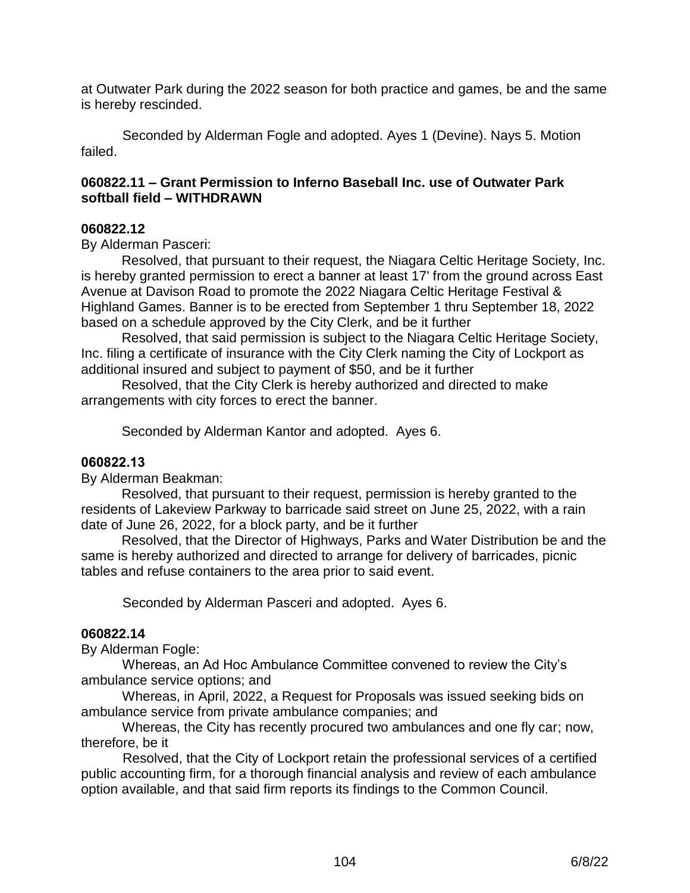at Outwater Park during the 2022 season for both practice and games, be and the same is hereby rescinded.

Seconded by Alderman Fogle and adopted. Ayes 1 (Devine). Nays 5. Motion failed.

**060822.11 – Grant Permission to Inferno Baseball Inc. use of Outwater Park softball field – WITHDRAWN**

**060822.12**

By Alderman Pasceri:

Resolved, that pursuant to their request, the Niagara Celtic Heritage Society, Inc. is hereby granted permission to erect a banner at least 17' from the ground across East Avenue at Davison Road to promote the 2022 Niagara Celtic Heritage Festival & Highland Games. Banner is to be erected from September 1 thru September 18, 2022 based on a schedule approved by the City Clerk, and be it further

Resolved, that said permission is subject to the Niagara Celtic Heritage Society, Inc. filing a certificate of insurance with the City Clerk naming the City of Lockport as additional insured and subject to payment of $50, and be it further

Resolved, that the City Clerk is hereby authorized and directed to make arrangements with city forces to erect the banner.

Seconded by Alderman Kantor and adopted. Ayes 6.

**060822.13**

By Alderman Beakman:

Resolved, that pursuant to their request, permission is hereby granted to the residents of Lakeview Parkway to barricade said street on June 25, 2022, with a rain date of June 26, 2022, for a block party, and be it further

Resolved, that the Director of Highways, Parks and Water Distribution be and the same is hereby authorized and directed to arrange for delivery of barricades, picnic tables and refuse containers to the area prior to said event.

Seconded by Alderman Pasceri and adopted. Ayes 6.

**060822.14**

By Alderman Fogle:

Whereas, an Ad Hoc Ambulance Committee convened to review the City's ambulance service options; and

Whereas, in April, 2022, a Request for Proposals was issued seeking bids on ambulance service from private ambulance companies; and

Whereas, the City has recently procured two ambulances and one fly car; now, therefore, be it

Resolved, that the City of Lockport retain the professional services of a certified public accounting firm, for a thorough financial analysis and review of each ambulance option available, and that said firm reports its findings to the Common Council.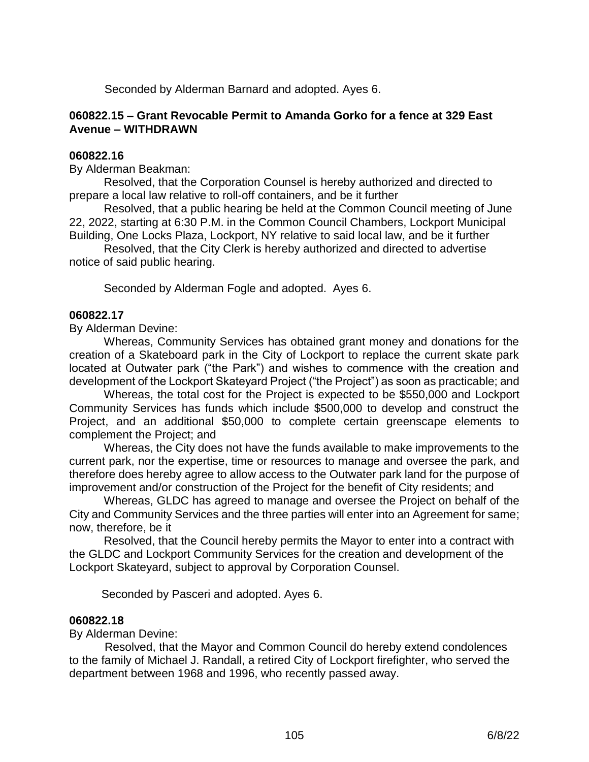Seconded by Alderman Barnard and adopted. Ayes 6.

**060822.15 – Grant Revocable Permit to Amanda Gorko for a fence at 329 East Avenue – WITHDRAWN**

**060822.16**

By Alderman Beakman:

Resolved, that the Corporation Counsel is hereby authorized and directed to prepare a local law relative to roll-off containers, and be it further

Resolved, that a public hearing be held at the Common Council meeting of June 22, 2022, starting at 6:30 P.M. in the Common Council Chambers, Lockport Municipal Building, One Locks Plaza, Lockport, NY relative to said local law, and be it further

Resolved, that the City Clerk is hereby authorized and directed to advertise notice of said public hearing.

Seconded by Alderman Fogle and adopted. Ayes 6.

**060822.17**

By Alderman Devine:

Whereas, Community Services has obtained grant money and donations for the creation of a Skateboard park in the City of Lockport to replace the current skate park located at Outwater park ("the Park") and wishes to commence with the creation and development of the Lockport Skateyard Project ("the Project") as soon as practicable; and

Whereas, the total cost for the Project is expected to be $550,000 and Lockport Community Services has funds which include $500,000 to develop and construct the Project, and an additional $50,000 to complete certain greenscape elements to complement the Project; and

Whereas, the City does not have the funds available to make improvements to the current park, nor the expertise, time or resources to manage and oversee the park, and therefore does hereby agree to allow access to the Outwater park land for the purpose of improvement and/or construction of the Project for the benefit of City residents; and

Whereas, GLDC has agreed to manage and oversee the Project on behalf of the City and Community Services and the three parties will enter into an Agreement for same; now, therefore, be it

Resolved, that the Council hereby permits the Mayor to enter into a contract with the GLDC and Lockport Community Services for the creation and development of the Lockport Skateyard, subject to approval by Corporation Counsel.

Seconded by Pasceri and adopted. Ayes 6.

**060822.18**

By Alderman Devine:

Resolved, that the Mayor and Common Council do hereby extend condolences to the family of Michael J. Randall, a retired City of Lockport firefighter, who served the department between 1968 and 1996, who recently passed away.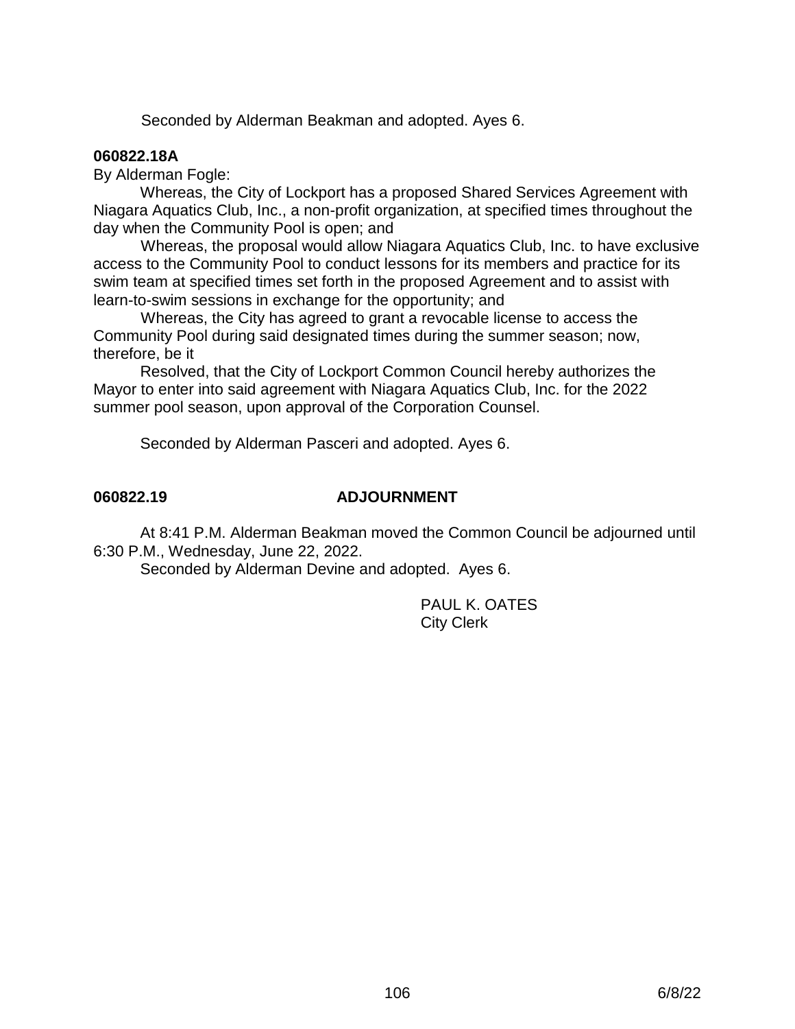Seconded by Alderman Beakman and adopted. Ayes 6.

**060822.18A**

By Alderman Fogle:

Whereas, the City of Lockport has a proposed Shared Services Agreement with Niagara Aquatics Club, Inc., a non-profit organization, at specified times throughout the day when the Community Pool is open; and

Whereas, the proposal would allow Niagara Aquatics Club, Inc. to have exclusive access to the Community Pool to conduct lessons for its members and practice for its swim team at specified times set forth in the proposed Agreement and to assist with learn-to-swim sessions in exchange for the opportunity; and

Whereas, the City has agreed to grant a revocable license to access the Community Pool during said designated times during the summer season; now, therefore, be it

Resolved, that the City of Lockport Common Council hereby authorizes the Mayor to enter into said agreement with Niagara Aquatics Club, Inc. for the 2022 summer pool season, upon approval of the Corporation Counsel.

Seconded by Alderman Pasceri and adopted. Ayes 6.

**060822.19 ADJOURNMENT**

At 8:41 P.M. Alderman Beakman moved the Common Council be adjourned until 6:30 P.M., Wednesday, June 22, 2022.

Seconded by Alderman Devine and adopted. Ayes 6.

PAUL K. OATES
City Clerk